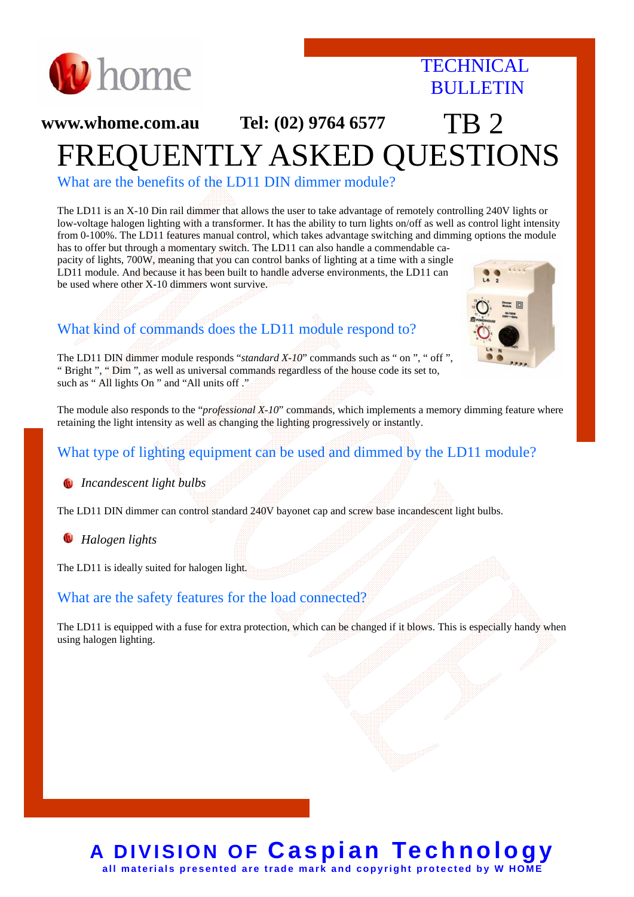home

TECHNICAL BULLETIN

**www.whome.com.au** **Tel: (02) 9764 6577** TB 2

# FREQUENTLY ASKED QUESTIONS

## What are the benefits of the LD11 DIN dimmer module?

The LD11 is an X-10 Din rail dimmer that allows the user to take advantage of remotely controlling 240V lights or low-voltage halogen lighting with a transformer. It has the ability to turn lights on/off as well as control light intensity from 0-100%. The LD11 features manual control, which takes advantage switching and dimming options the module has to offer but through a momentary switch. The LD11 can also handle a commendable capacity of lights, 700W, meaning that you can control banks of lighting at a time with a single LD11 module. And because it has been built to handle adverse environments, the LD11 can be used where other X-10 dimmers wont survive.

## What kind of commands does the LD11 module respond to?

The LD11 DIN dimmer module responds "*standard X-10*" commands such as " on ", " off ", " Bright ", " Dim ", as well as universal commands regardless of the house code its set to, such as " All lights On " and "All units off ."

The module also responds to the "*professional X-10*" commands, which implements a memory dimming feature where retaining the light intensity as well as changing the lighting progressively or instantly.

## What type of lighting equipment can be used and dimmed by the LD11 module?

- *Incandescent light bulbs*

The LD11 DIN dimmer can control standard 240V bayonet cap and screw base incandescent light bulbs.

- *Halogen lights*

The LD11 is ideally suited for halogen light.

## What are the safety features for the load connected?

The LD11 is equipped with a fuse for extra protection, which can be changed if it blows. This is especially handy when using halogen lighting.

**A DIVISION OF Caspian Technology**

**all materials presented are trade mark and copyright protected by W HOME**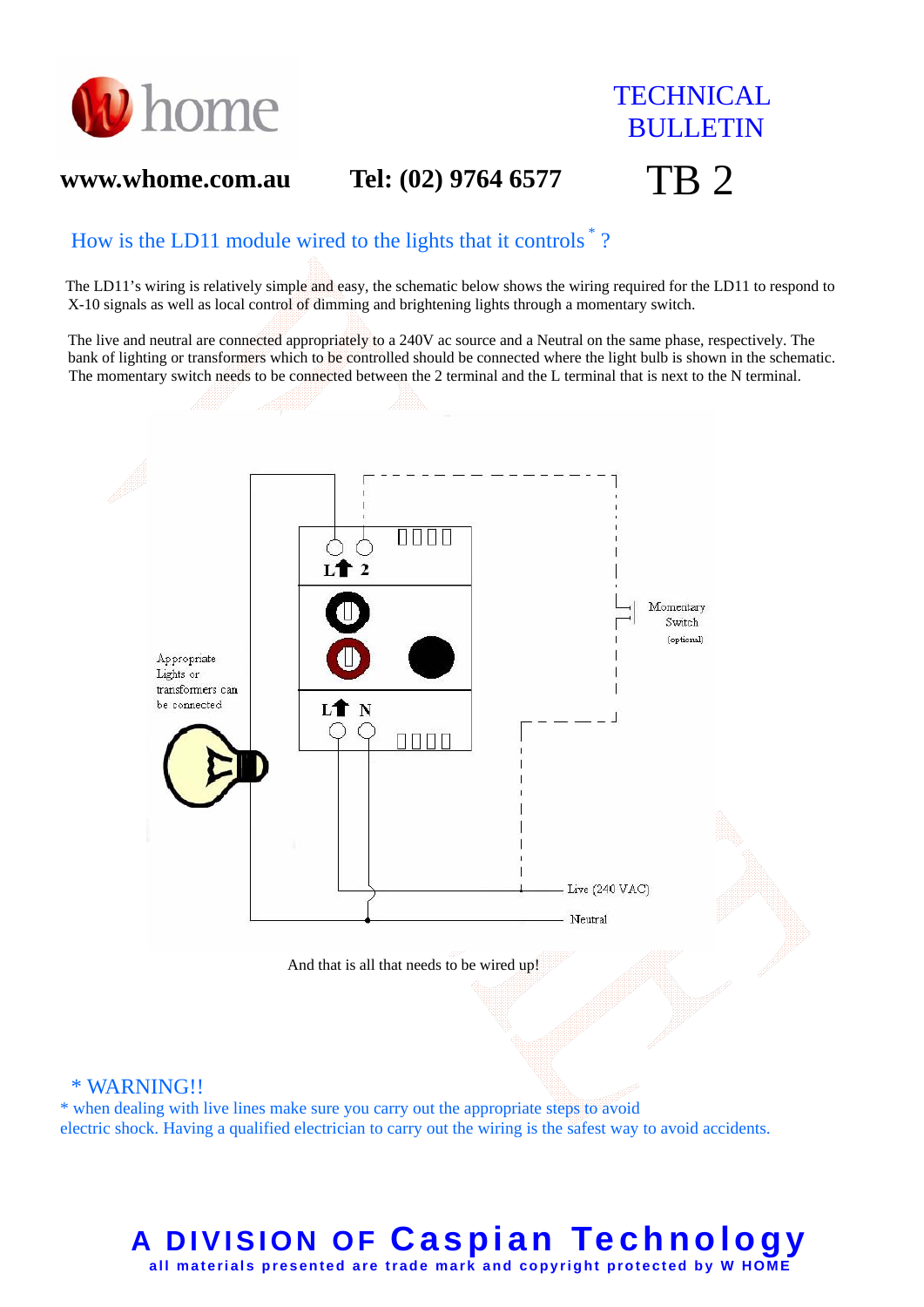# TECHNICAL BULLETIN

**www.whome.com.au** **Tel: (02) 9764 6577**

# TB 2

## How is the LD11 module wired to the lights that it controls * ?

The LD11's wiring is relatively simple and easy, the schematic below shows the wiring required for the LD11 to respond to X-10 signals as well as local control of dimming and brightening lights through a momentary switch.

The live and neutral are connected appropriately to a 240V ac source and a Neutral on the same phase, respectively. The bank of lighting or transformers which to be controlled should be connected where the light bulb is shown in the schematic. The momentary switch needs to be connected between the 2 terminal and the L terminal that is next to the N terminal.

Appropriate Lights or transformers can be connected

L 2

L N

Momentary Switch (optional)

Live (240 VAC)

Neutral

And that is all that needs to be wired up!

\* WARNING!!

\* when dealing with live lines make sure you carry out the appropriate steps to avoid electric shock. Having a qualified electrician to carry out the wiring is the safest way to avoid accidents.

**A DIVISION OF Caspian Technology**

**all materials presented are trade mark and copyright protected by W HOME**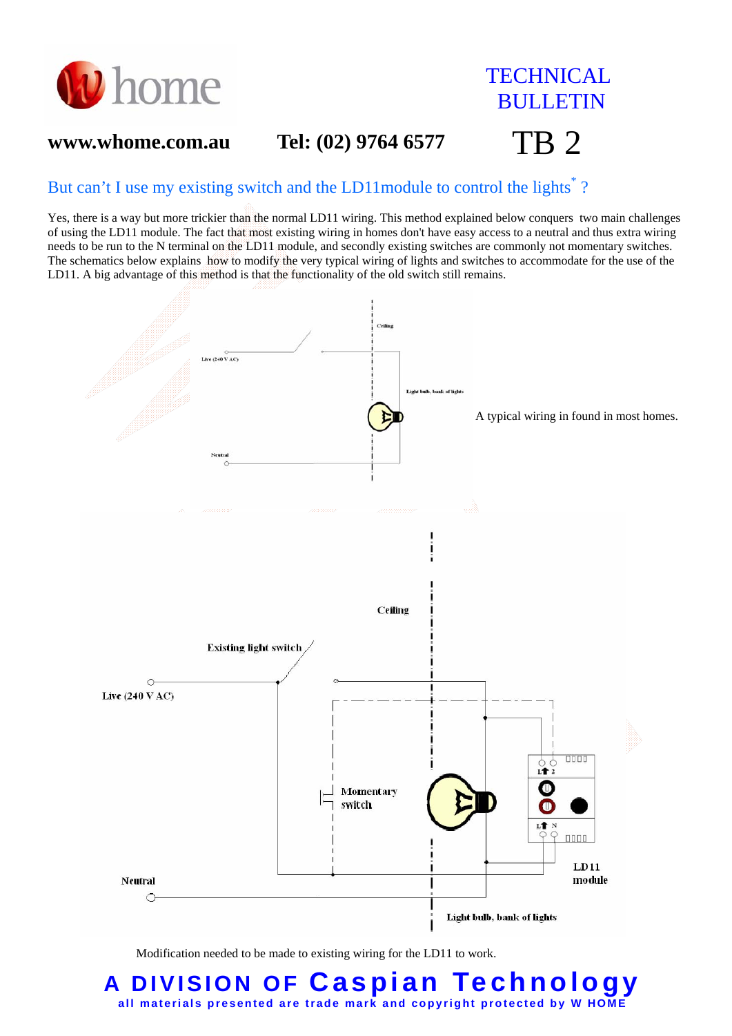TECHNICAL BULLETIN

**www.whome.com.au** **Tel: (02) 9764 6577**

# TB 2

## But can't I use my existing switch and the LD11module to control the lights[*] ?

Yes, there is a way but more trickier than the normal LD11 wiring. This method explained below conquers two main challenges of using the LD11 module. The fact that most existing wiring in homes don't have easy access to a neutral and thus extra wiring needs to be run to the N terminal on the LD11 module, and secondly existing switches are commonly not momentary switches. The schematics below explains how to modify the very typical wiring of lights and switches to accommodate for the use of the LD11. A big advantage of this method is that the functionality of the old switch still remains.

Ceiling
Live (240 V AC)
Light bulb, bank of lights
Neutral

A typical wiring in found in most homes.

Ceiling
Existing light switch
Live (240 V AC)
Momentary switch
L 2
L N
LD11 module
Neutral
Light bulb, bank of lights

Modification needed to be made to existing wiring for the LD11 to work.

**A DIVISION OF Caspian Technology**

**all materials presented are trade mark and copyright protected by W HOME**